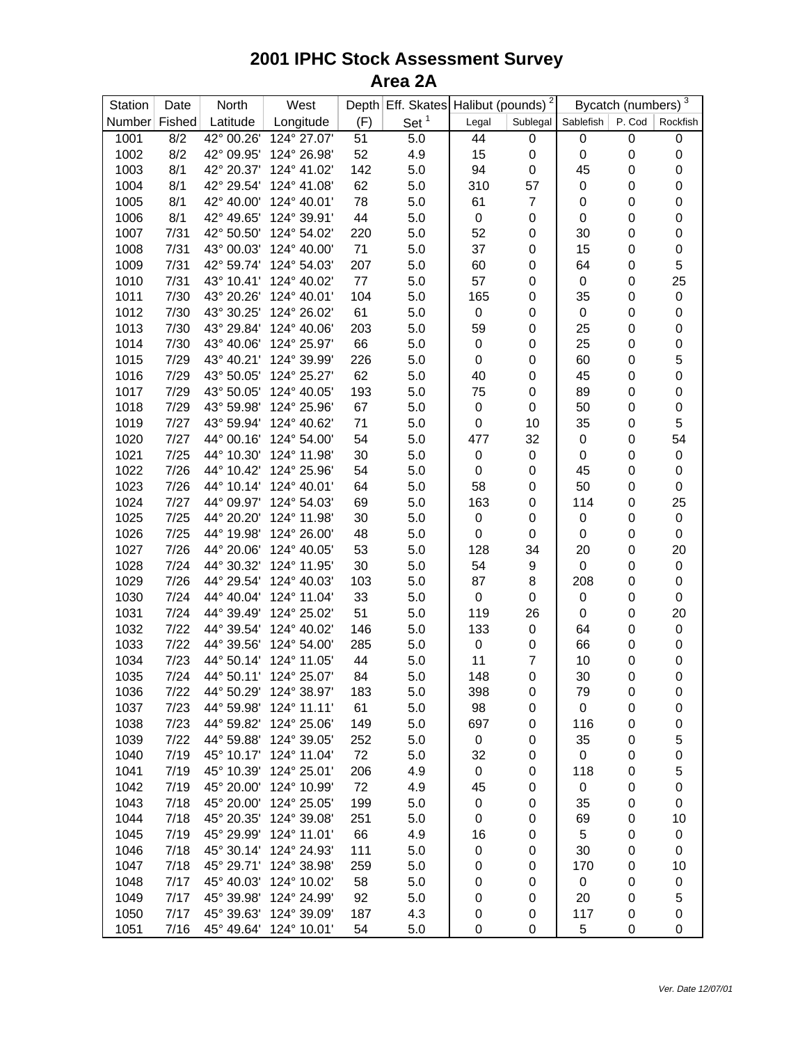# 2001 IPHC Stock Assessment Survey
## Area 2A

| Station | Date | North | West | Depth | Eff. Skates | Halibut (pounds) [2] | | Bycatch (numbers) [3] | | |
|---|---|---|---|---|---|---|---|---|---|---|
| Number | Fished | Latitude | Longitude | (F) | Set [1] | Legal | Sublegal | Sablefish | P. Cod | Rockfish |
| 1001 | 8/2 | 42° 00.26' | 124° 27.07' | 51 | 5.0 | 44 | 0 | 0 | 0 | 0 |
| 1002 | 8/2 | 42° 09.95' | 124° 26.98' | 52 | 4.9 | 15 | 0 | 0 | 0 | 0 |
| 1003 | 8/1 | 42° 20.37' | 124° 41.02' | 142 | 5.0 | 94 | 0 | 45 | 0 | 0 |
| 1004 | 8/1 | 42° 29.54' | 124° 41.08' | 62 | 5.0 | 310 | 57 | 0 | 0 | 0 |
| 1005 | 8/1 | 42° 40.00' | 124° 40.01' | 78 | 5.0 | 61 | 7 | 0 | 0 | 0 |
| 1006 | 8/1 | 42° 49.65' | 124° 39.91' | 44 | 5.0 | 0 | 0 | 0 | 0 | 0 |
| 1007 | 7/31 | 42° 50.50' | 124° 54.02' | 220 | 5.0 | 52 | 0 | 30 | 0 | 0 |
| 1008 | 7/31 | 43° 00.03' | 124° 40.00' | 71 | 5.0 | 37 | 0 | 15 | 0 | 0 |
| 1009 | 7/31 | 42° 59.74' | 124° 54.03' | 207 | 5.0 | 60 | 0 | 64 | 0 | 5 |
| 1010 | 7/31 | 43° 10.41' | 124° 40.02' | 77 | 5.0 | 57 | 0 | 0 | 0 | 25 |
| 1011 | 7/30 | 43° 20.26' | 124° 40.01' | 104 | 5.0 | 165 | 0 | 35 | 0 | 0 |
| 1012 | 7/30 | 43° 30.25' | 124° 26.02' | 61 | 5.0 | 0 | 0 | 0 | 0 | 0 |
| 1013 | 7/30 | 43° 29.84' | 124° 40.06' | 203 | 5.0 | 59 | 0 | 25 | 0 | 0 |
| 1014 | 7/30 | 43° 40.06' | 124° 25.97' | 66 | 5.0 | 0 | 0 | 25 | 0 | 0 |
| 1015 | 7/29 | 43° 40.21' | 124° 39.99' | 226 | 5.0 | 0 | 0 | 60 | 0 | 5 |
| 1016 | 7/29 | 43° 50.05' | 124° 25.27' | 62 | 5.0 | 40 | 0 | 45 | 0 | 0 |
| 1017 | 7/29 | 43° 50.05' | 124° 40.05' | 193 | 5.0 | 75 | 0 | 89 | 0 | 0 |
| 1018 | 7/29 | 43° 59.98' | 124° 25.96' | 67 | 5.0 | 0 | 0 | 50 | 0 | 0 |
| 1019 | 7/27 | 43° 59.94' | 124° 40.62' | 71 | 5.0 | 0 | 10 | 35 | 0 | 5 |
| 1020 | 7/27 | 44° 00.16' | 124° 54.00' | 54 | 5.0 | 477 | 32 | 0 | 0 | 54 |
| 1021 | 7/25 | 44° 10.30' | 124° 11.98' | 30 | 5.0 | 0 | 0 | 0 | 0 | 0 |
| 1022 | 7/26 | 44° 10.42' | 124° 25.96' | 54 | 5.0 | 0 | 0 | 45 | 0 | 0 |
| 1023 | 7/26 | 44° 10.14' | 124° 40.01' | 64 | 5.0 | 58 | 0 | 50 | 0 | 0 |
| 1024 | 7/27 | 44° 09.97' | 124° 54.03' | 69 | 5.0 | 163 | 0 | 114 | 0 | 25 |
| 1025 | 7/25 | 44° 20.20' | 124° 11.98' | 30 | 5.0 | 0 | 0 | 0 | 0 | 0 |
| 1026 | 7/25 | 44° 19.98' | 124° 26.00' | 48 | 5.0 | 0 | 0 | 0 | 0 | 0 |
| 1027 | 7/26 | 44° 20.06' | 124° 40.05' | 53 | 5.0 | 128 | 34 | 20 | 0 | 20 |
| 1028 | 7/24 | 44° 30.32' | 124° 11.95' | 30 | 5.0 | 54 | 9 | 0 | 0 | 0 |
| 1029 | 7/26 | 44° 29.54' | 124° 40.03' | 103 | 5.0 | 87 | 8 | 208 | 0 | 0 |
| 1030 | 7/24 | 44° 40.04' | 124° 11.04' | 33 | 5.0 | 0 | 0 | 0 | 0 | 0 |
| 1031 | 7/24 | 44° 39.49' | 124° 25.02' | 51 | 5.0 | 119 | 26 | 0 | 0 | 20 |
| 1032 | 7/22 | 44° 39.54' | 124° 40.02' | 146 | 5.0 | 133 | 0 | 64 | 0 | 0 |
| 1033 | 7/22 | 44° 39.56' | 124° 54.00' | 285 | 5.0 | 0 | 0 | 66 | 0 | 0 |
| 1034 | 7/23 | 44° 50.14' | 124° 11.05' | 44 | 5.0 | 11 | 7 | 10 | 0 | 0 |
| 1035 | 7/24 | 44° 50.11' | 124° 25.07' | 84 | 5.0 | 148 | 0 | 30 | 0 | 0 |
| 1036 | 7/22 | 44° 50.29' | 124° 38.97' | 183 | 5.0 | 398 | 0 | 79 | 0 | 0 |
| 1037 | 7/23 | 44° 59.98' | 124° 11.11' | 61 | 5.0 | 98 | 0 | 0 | 0 | 0 |
| 1038 | 7/23 | 44° 59.82' | 124° 25.06' | 149 | 5.0 | 697 | 0 | 116 | 0 | 0 |
| 1039 | 7/22 | 44° 59.88' | 124° 39.05' | 252 | 5.0 | 0 | 0 | 35 | 0 | 5 |
| 1040 | 7/19 | 45° 10.17' | 124° 11.04' | 72 | 5.0 | 32 | 0 | 0 | 0 | 0 |
| 1041 | 7/19 | 45° 10.39' | 124° 25.01' | 206 | 4.9 | 0 | 0 | 118 | 0 | 5 |
| 1042 | 7/19 | 45° 20.00' | 124° 10.99' | 72 | 4.9 | 45 | 0 | 0 | 0 | 0 |
| 1043 | 7/18 | 45° 20.00' | 124° 25.05' | 199 | 5.0 | 0 | 0 | 35 | 0 | 0 |
| 1044 | 7/18 | 45° 20.35' | 124° 39.08' | 251 | 5.0 | 0 | 0 | 69 | 0 | 10 |
| 1045 | 7/19 | 45° 29.99' | 124° 11.01' | 66 | 4.9 | 16 | 0 | 5 | 0 | 0 |
| 1046 | 7/18 | 45° 30.14' | 124° 24.93' | 111 | 5.0 | 0 | 0 | 30 | 0 | 0 |
| 1047 | 7/18 | 45° 29.71' | 124° 38.98' | 259 | 5.0 | 0 | 0 | 170 | 0 | 10 |
| 1048 | 7/17 | 45° 40.03' | 124° 10.02' | 58 | 5.0 | 0 | 0 | 0 | 0 | 0 |
| 1049 | 7/17 | 45° 39.98' | 124° 24.99' | 92 | 5.0 | 0 | 0 | 20 | 0 | 5 |
| 1050 | 7/17 | 45° 39.63' | 124° 39.09' | 187 | 4.3 | 0 | 0 | 117 | 0 | 0 |
| 1051 | 7/16 | 45° 49.64' | 124° 10.01' | 54 | 5.0 | 0 | 0 | 5 | 0 | 0 |

*Ver. Date 12/07/01*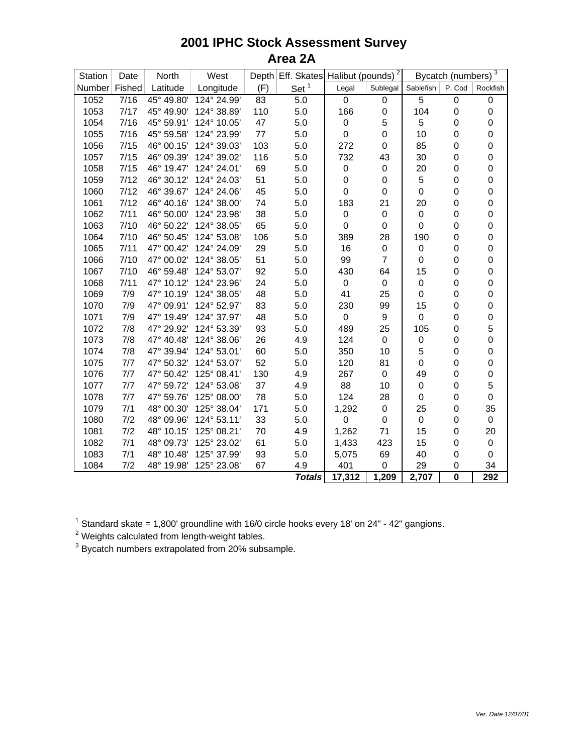# 2001 IPHC Stock Assessment Survey
## Area 2A

| Station | Date | North | West | Depth | Eff. Skates | Halibut (pounds) [2] | | Bycatch (numbers) [3] | | |
|---|---|---|---|---|---|---|---|---|---|---|
| Number | Fished | Latitude | Longitude | (F) | Set [1] | Legal | Sublegal | Sablefish | P. Cod | Rockfish |
| 1052 | 7/16 | 45° 49.80' | 124° 24.99' | 83 | 5.0 | 0 | 0 | 5 | 0 | 0 |
| 1053 | 7/17 | 45° 49.90' | 124° 38.89' | 110 | 5.0 | 166 | 0 | 104 | 0 | 0 |
| 1054 | 7/16 | 45° 59.91' | 124° 10.05' | 47 | 5.0 | 0 | 5 | 5 | 0 | 0 |
| 1055 | 7/16 | 45° 59.58' | 124° 23.99' | 77 | 5.0 | 0 | 0 | 10 | 0 | 0 |
| 1056 | 7/15 | 46° 00.15' | 124° 39.03' | 103 | 5.0 | 272 | 0 | 85 | 0 | 0 |
| 1057 | 7/15 | 46° 09.39' | 124° 39.02' | 116 | 5.0 | 732 | 43 | 30 | 0 | 0 |
| 1058 | 7/15 | 46° 19.47' | 124° 24.01' | 69 | 5.0 | 0 | 0 | 20 | 0 | 0 |
| 1059 | 7/12 | 46° 30.12' | 124° 24.03' | 51 | 5.0 | 0 | 0 | 5 | 0 | 0 |
| 1060 | 7/12 | 46° 39.67' | 124° 24.06' | 45 | 5.0 | 0 | 0 | 0 | 0 | 0 |
| 1061 | 7/12 | 46° 40.16' | 124° 38.00' | 74 | 5.0 | 183 | 21 | 20 | 0 | 0 |
| 1062 | 7/11 | 46° 50.00' | 124° 23.98' | 38 | 5.0 | 0 | 0 | 0 | 0 | 0 |
| 1063 | 7/10 | 46° 50.22' | 124° 38.05' | 65 | 5.0 | 0 | 0 | 0 | 0 | 0 |
| 1064 | 7/10 | 46° 50.45' | 124° 53.08' | 106 | 5.0 | 389 | 28 | 190 | 0 | 0 |
| 1065 | 7/11 | 47° 00.42' | 124° 24.09' | 29 | 5.0 | 16 | 0 | 0 | 0 | 0 |
| 1066 | 7/10 | 47° 00.02' | 124° 38.05' | 51 | 5.0 | 99 | 7 | 0 | 0 | 0 |
| 1067 | 7/10 | 46° 59.48' | 124° 53.07' | 92 | 5.0 | 430 | 64 | 15 | 0 | 0 |
| 1068 | 7/11 | 47° 10.12' | 124° 23.96' | 24 | 5.0 | 0 | 0 | 0 | 0 | 0 |
| 1069 | 7/9 | 47° 10.19' | 124° 38.05' | 48 | 5.0 | 41 | 25 | 0 | 0 | 0 |
| 1070 | 7/9 | 47° 09.91' | 124° 52.97' | 83 | 5.0 | 230 | 99 | 15 | 0 | 0 |
| 1071 | 7/9 | 47° 19.49' | 124° 37.97' | 48 | 5.0 | 0 | 9 | 0 | 0 | 0 |
| 1072 | 7/8 | 47° 29.92' | 124° 53.39' | 93 | 5.0 | 489 | 25 | 105 | 0 | 5 |
| 1073 | 7/8 | 47° 40.48' | 124° 38.06' | 26 | 4.9 | 124 | 0 | 0 | 0 | 0 |
| 1074 | 7/8 | 47° 39.94' | 124° 53.01' | 60 | 5.0 | 350 | 10 | 5 | 0 | 0 |
| 1075 | 7/7 | 47° 50.32' | 124° 53.07' | 52 | 5.0 | 120 | 81 | 0 | 0 | 0 |
| 1076 | 7/7 | 47° 50.42' | 125° 08.41' | 130 | 4.9 | 267 | 0 | 49 | 0 | 0 |
| 1077 | 7/7 | 47° 59.72' | 124° 53.08' | 37 | 4.9 | 88 | 10 | 0 | 0 | 5 |
| 1078 | 7/7 | 47° 59.76' | 125° 08.00' | 78 | 5.0 | 124 | 28 | 0 | 0 | 0 |
| 1079 | 7/1 | 48° 00.30' | 125° 38.04' | 171 | 5.0 | 1,292 | 0 | 25 | 0 | 35 |
| 1080 | 7/2 | 48° 09.96' | 124° 53.11' | 33 | 5.0 | 0 | 0 | 0 | 0 | 0 |
| 1081 | 7/2 | 48° 10.15' | 125° 08.21' | 70 | 4.9 | 1,262 | 71 | 15 | 0 | 20 |
| 1082 | 7/1 | 48° 09.73' | 125° 23.02' | 61 | 5.0 | 1,433 | 423 | 15 | 0 | 0 |
| 1083 | 7/1 | 48° 10.48' | 125° 37.99' | 93 | 5.0 | 5,075 | 69 | 40 | 0 | 0 |
| 1084 | 7/2 | 48° 19.98' | 125° 23.08' | 67 | 4.9 | 401 | 0 | 29 | 0 | 34 |
| | | | | | ***Totals*** | **17,312** | **1,209** | **2,707** | **0** | **292** |

[1] Standard skate = 1,800' groundline with 16/0 circle hooks every 18' on 24" - 42" gangions.

[2] Weights calculated from length-weight tables.

[3] Bycatch numbers extrapolated from 20% subsample.

*Ver. Date 12/07/01*